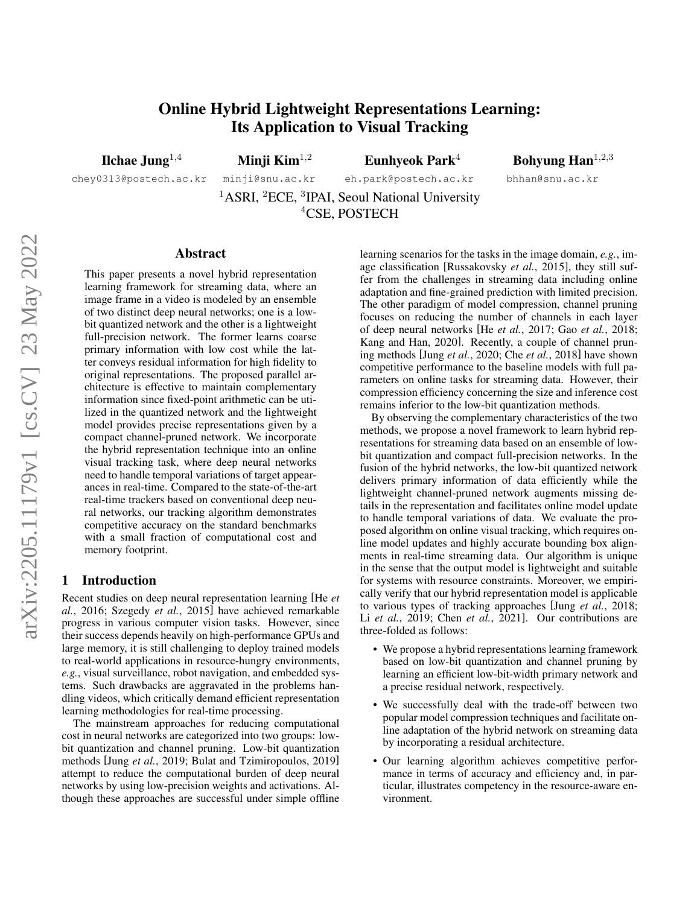# Online Hybrid Lightweight Representations Learning: Its Application to Visual Tracking

**Ilchae Jung**[1,4] **Minji Kim**[1,2] **Eunhyeok Park**[4] **Bohyung Han**[1,2,3]

chey0313@postech.ac.kr minji@snu.ac.kr eh.park@postech.ac.kr bhhan@snu.ac.kr

[1]ASRI, [2]ECE, [3]IPAI, Seoul National University
[4]CSE, POSTECH

## Abstract

This paper presents a novel hybrid representation learning framework for streaming data, where an image frame in a video is modeled by an ensemble of two distinct deep neural networks; one is a low-bit quantized network and the other is a lightweight full-precision network. The former learns coarse primary information with low cost while the latter conveys residual information for high fidelity to original representations. The proposed parallel architecture is effective to maintain complementary information since fixed-point arithmetic can be utilized in the quantized network and the lightweight model provides precise representations given by a compact channel-pruned network. We incorporate the hybrid representation technique into an online visual tracking task, where deep neural networks need to handle temporal variations of target appearances in real-time. Compared to the state-of-the-art real-time trackers based on conventional deep neural networks, our tracking algorithm demonstrates competitive accuracy on the standard benchmarks with a small fraction of computational cost and memory footprint.

## 1 Introduction

Recent studies on deep neural representation learning [He *et al.*, 2016; Szegedy *et al.*, 2015] have achieved remarkable progress in various computer vision tasks. However, since their success depends heavily on high-performance GPUs and large memory, it is still challenging to deploy trained models to real-world applications in resource-hungry environments, *e.g.*, visual surveillance, robot navigation, and embedded systems. Such drawbacks are aggravated in the problems handling videos, which critically demand efficient representation learning methodologies for real-time processing.

The mainstream approaches for reducing computational cost in neural networks are categorized into two groups: low-bit quantization and channel pruning. Low-bit quantization methods [Jung *et al.*, 2019; Bulat and Tzimiropoulos, 2019] attempt to reduce the computational burden of deep neural networks by using low-precision weights and activations. Although these approaches are successful under simple offline learning scenarios for the tasks in the image domain, *e.g.*, image classification [Russakovsky *et al.*, 2015], they still suffer from the challenges in streaming data including online adaptation and fine-grained prediction with limited precision. The other paradigm of model compression, channel pruning focuses on reducing the number of channels in each layer of deep neural networks [He *et al.*, 2017; Gao *et al.*, 2018; Kang and Han, 2020]. Recently, a couple of channel pruning methods [Jung *et al.*, 2020; Che *et al.*, 2018] have shown competitive performance to the baseline models with full parameters on online tasks for streaming data. However, their compression efficiency concerning the size and inference cost remains inferior to the low-bit quantization methods.

By observing the complementary characteristics of the two methods, we propose a novel framework to learn hybrid representations for streaming data based on an ensemble of low-bit quantization and compact full-precision networks. In the fusion of the hybrid networks, the low-bit quantized network delivers primary information of data efficiently while the lightweight channel-pruned network augments missing details in the representation and facilitates online model update to handle temporal variations of data. We evaluate the proposed algorithm on online visual tracking, which requires online model updates and highly accurate bounding box alignments in real-time streaming data. Our algorithm is unique in the sense that the output model is lightweight and suitable for systems with resource constraints. Moreover, we empirically verify that our hybrid representation model is applicable to various types of tracking approaches [Jung *et al.*, 2018; Li *et al.*, 2019; Chen *et al.*, 2021]. Our contributions are three-folded as follows:

- We propose a hybrid representations learning framework based on low-bit quantization and channel pruning by learning an efficient low-bit-width primary network and a precise residual network, respectively.
- We successfully deal with the trade-off between two popular model compression techniques and facilitate online adaptation of the hybrid network on streaming data by incorporating a residual architecture.
- Our learning algorithm achieves competitive performance in terms of accuracy and efficiency and, in particular, illustrates competency in the resource-aware environment.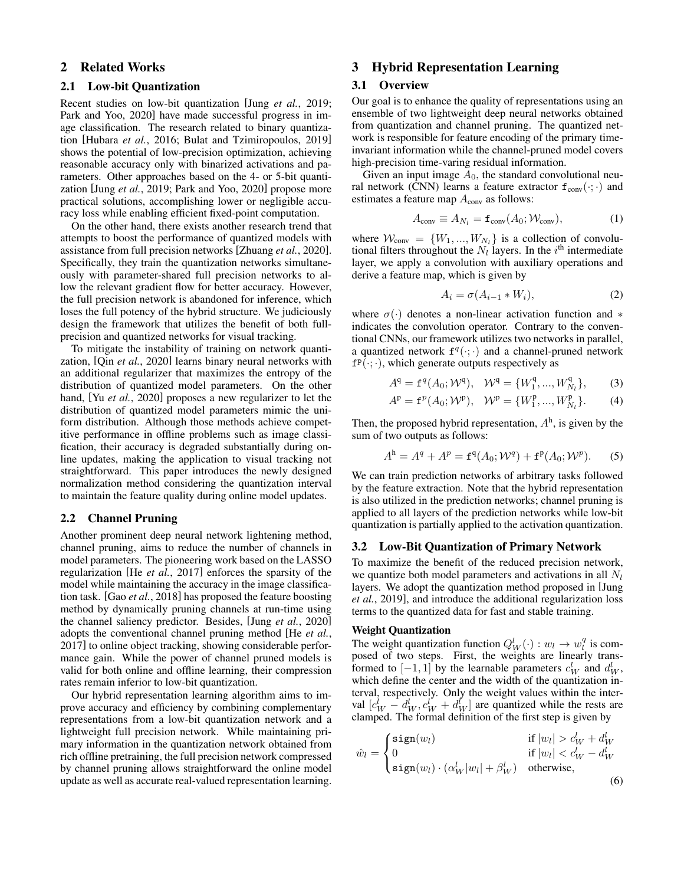## 2 Related Works

### 2.1 Low-bit Quantization

Recent studies on low-bit quantization [Jung *et al.*, 2019; Park and Yoo, 2020] have made successful progress in image classification. The research related to binary quantization [Hubara *et al.*, 2016; Bulat and Tzimiropoulos, 2019] shows the potential of low-precision optimization, achieving reasonable accuracy only with binarized activations and parameters. Other approaches based on the 4- or 5-bit quantization [Jung *et al.*, 2019; Park and Yoo, 2020] propose more practical solutions, accomplishing lower or negligible accuracy loss while enabling efficient fixed-point computation.

On the other hand, there exists another research trend that attempts to boost the performance of quantized models with assistance from full precision networks [Zhuang *et al.*, 2020]. Specifically, they train the quantization networks simultaneously with parameter-shared full precision networks to allow the relevant gradient flow for better accuracy. However, the full precision network is abandoned for inference, which loses the full potency of the hybrid structure. We judiciously design the framework that utilizes the benefit of both full-precision and quantized networks for visual tracking.

To mitigate the instability of training on network quantization, [Qin *et al.*, 2020] learns binary neural networks with an additional regularizer that maximizes the entropy of the distribution of quantized model parameters. On the other hand, [Yu *et al.*, 2020] proposes a new regularizer to let the distribution of quantized model parameters mimic the uniform distribution. Although those methods achieve competitive performance in offline problems such as image classification, their accuracy is degraded substantially during online updates, making the application to visual tracking not straightforward. This paper introduces the newly designed normalization method considering the quantization interval to maintain the feature quality during online model updates.

### 2.2 Channel Pruning

Another prominent deep neural network lightening method, channel pruning, aims to reduce the number of channels in model parameters. The pioneering work based on the LASSO regularization [He *et al.*, 2017] enforces the sparsity of the model while maintaining the accuracy in the image classification task. [Gao *et al.*, 2018] has proposed the feature boosting method by dynamically pruning channels at run-time using the channel saliency predictor. Besides, [Jung *et al.*, 2020] adopts the conventional channel pruning method [He *et al.*, 2017] to online object tracking, showing considerable performance gain. While the power of channel pruned models is valid for both online and offline learning, their compression rates remain inferior to low-bit quantization.

Our hybrid representation learning algorithm aims to improve accuracy and efficiency by combining complementary representations from a low-bit quantization network and a lightweight full precision network. While maintaining primary information in the quantization network obtained from rich offline pretraining, the full precision network compressed by channel pruning allows straightforward the online model update as well as accurate real-valued representation learning.

## 3 Hybrid Representation Learning

### 3.1 Overview

Our goal is to enhance the quality of representations using an ensemble of two lightweight deep neural networks obtained from quantization and channel pruning. The quantized network is responsible for feature encoding of the primary time-invariant information while the channel-pruned model covers high-precision time-varing residual information.

Given an input image $A_0$, the standard convolutional neural network (CNN) learns a feature extractor $\texttt{f}_{\text{conv}}(\cdot;\cdot)$ and estimates a feature map $A_{\text{conv}}$ as follows:

$$A_{\text{conv}} \equiv A_{N_l} = \texttt{f}_{\text{conv}}(A_0; \mathcal{W}_{\text{conv}}), \tag{1}$$

where $\mathcal{W}_{\text{conv}} = \{W_1, ..., W_{N_l}\}$ is a collection of convolutional filters throughout the $N_l$ layers. In the $i^{\text{th}}$ intermediate layer, we apply a convolution with auxiliary operations and derive a feature map, which is given by

$$A_i = \sigma(A_{i-1} * W_i), \tag{2}$$

where $\sigma(\cdot)$ denotes a non-linear activation function and $*$ indicates the convolution operator. Contrary to the conventional CNNs, our framework utilizes two networks in parallel, a quantized network $\texttt{f}^q(\cdot;\cdot)$ and a channel-pruned network $\texttt{f}^{\text{p}}(\cdot;\cdot)$, which generate outputs respectively as

$$A^{\text{q}} = \texttt{f}^q(A_0; \mathcal{W}^{\text{q}}), \quad \mathcal{W}^{\text{q}} = \{W_1^{\text{q}}, ..., W_{N_l}^{\text{q}}\}, \tag{3}$$

$$A^{\text{p}} = \texttt{f}^p(A_0; \mathcal{W}^{\text{p}}), \quad \mathcal{W}^{\text{p}} = \{W_1^{\text{p}}, ..., W_{N_l}^{\text{p}}\}. \tag{4}$$

Then, the proposed hybrid representation, $A^{\text{h}}$, is given by the sum of two outputs as follows:

$$A^{\text{h}} = A^q + A^p = \texttt{f}^{\text{q}}(A_0; \mathcal{W}^q) + \texttt{f}^{\text{p}}(A_0; \mathcal{W}^p). \tag{5}$$

We can train prediction networks of arbitrary tasks followed by the feature extraction. Note that the hybrid representation is also utilized in the prediction networks; channel pruning is applied to all layers of the prediction networks while low-bit quantization is partially applied to the activation quantization.

### 3.2 Low-Bit Quantization of Primary Network

To maximize the benefit of the reduced precision network, we quantize both model parameters and activations in all $N_l$ layers. We adopt the quantization method proposed in [Jung *et al.*, 2019], and introduce the additional regularization loss terms to the quantized data for fast and stable training.

#### Weight Quantization

The weight quantization function $Q_W^l(\cdot) : w_l \to w_l^q$ is composed of two steps. First, the weights are linearly transformed to $[-1, 1]$ by the learnable parameters $c_W^l$ and $d_W^l$, which define the center and the width of the quantization interval, respectively. Only the weight values within the interval $[c_W^l - d_W^l, c_W^l + d_W^l]$ are quantized while the rests are clamped. The formal definition of the first step is given by

$$\hat{w}_l = \begin{cases} \texttt{sign}(w_l) & \text{if } |w_l| > c_W^l + d_W^l \\ 0 & \text{if } |w_l| < c_W^l - d_W^l \\ \texttt{sign}(w_l) \cdot (\alpha_W^l |w_l| + \beta_W^l) & \text{otherwise,} \end{cases} \tag{6}$$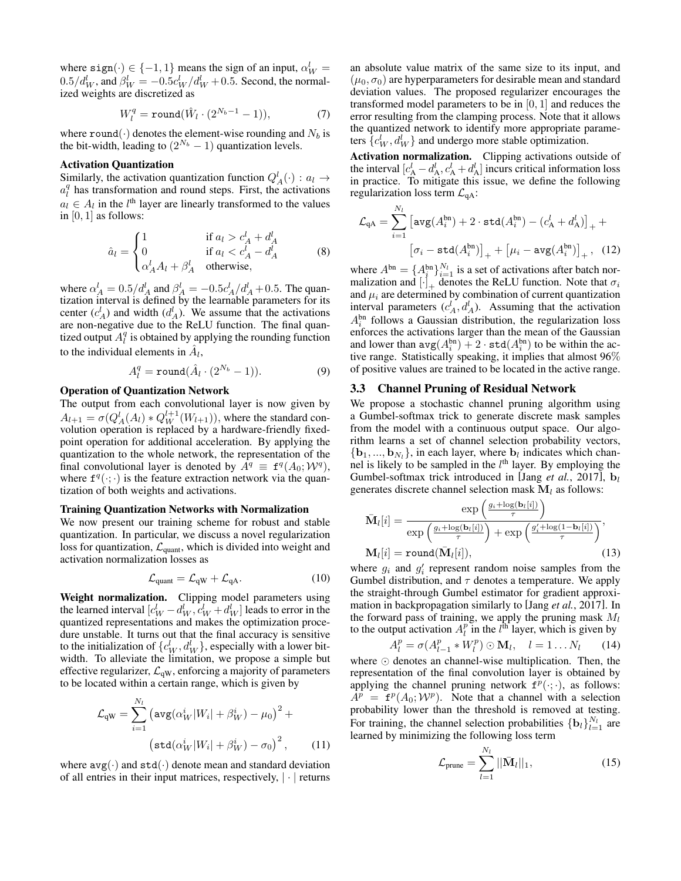where $\texttt{sign}(\cdot) \in \{-1, 1\}$ means the sign of an input, $\alpha_W^l = 0.5/d_W^l$, and $\beta_W^l = -0.5c_W^l/d_W^l + 0.5$. Second, the normalized weights are discretized as

$$W_l^q = \texttt{round}(\hat{W}_l \cdot (2^{N_b - 1} - 1)), \tag{7}$$

where $\texttt{round}(\cdot)$ denotes the element-wise rounding and $N_b$ is the bit-width, leading to $(2^{N_b} - 1)$ quantization levels.

**Activation Quantization**

Similarly, the activation quantization function $Q_A^l(\cdot) : a_l \rightarrow a_l^q$ has transformation and round steps. First, the activations $a_l \in A_l$ in the $l^{\text{th}}$ layer are linearly transformed to the values in $[0, 1]$ as follows:

$$\hat{a}_l = \begin{cases} 1 & \text{if } a_l > c_A^l + d_A^l \\ 0 & \text{if } a_l < c_A^l - d_A^l \\ \alpha_A^l A_l + \beta_A^l & \text{otherwise,} \end{cases} \tag{8}$$

where $\alpha_A^l = 0.5/d_A^l$ and $\beta_A^l = -0.5c_A^l/d_A^l + 0.5$. The quantization interval is defined by the learnable parameters for its center ($c_A^l$) and width ($d_A^l$). We assume that the activations are non-negative due to the ReLU function. The final quantized output $A_l^q$ is obtained by applying the rounding function to the individual elements in $\hat{A}_l$,

$$A_l^q = \texttt{round}(\hat{A}_l \cdot (2^{N_b} - 1)). \tag{9}$$

**Operation of Quantization Network**

The output from each convolutional layer is now given by $A_{l+1} = \sigma(Q_A^l(A_l) * Q_W^{l+1}(W_{l+1}))$, where the standard convolution operation is replaced by a hardware-friendly fixed-point operation for additional acceleration. By applying the quantization to the whole network, the representation of the final convolutional layer is denoted by $A^q \equiv \texttt{f}^q(A_0; \mathcal{W}^q)$, where $\texttt{f}^q(\cdot;\cdot)$ is the feature extraction network via the quantization of both weights and activations.

**Training Quantization Networks with Normalization**

We now present our training scheme for robust and stable quantization. In particular, we discuss a novel regularization loss for quantization, $\mathcal{L}_{\text{quant}}$, which is divided into weight and activation normalization losses as

$$\mathcal{L}_{\text{quant}} = \mathcal{L}_{\text{qW}} + \mathcal{L}_{\text{qA}}. \tag{10}$$

**Weight normalization.** Clipping model parameters using the learned interval $[c_W^l - d_W^l, c_W^l + d_W^l]$ leads to error in the quantized representations and makes the optimization procedure unstable. It turns out that the final accuracy is sensitive to the initialization of $\{c_W^l, d_W^l\}$, especially with a lower bit-width. To alleviate the limitation, we propose a simple but effective regularizer, $\mathcal{L}_{\text{qW}}$, enforcing a majority of parameters to be located within a certain range, which is given by

$$\mathcal{L}_{\text{qW}} = \sum_{i=1}^{N_l} \left(\texttt{avg}(\alpha_W^i |W_i| + \beta_W^i) - \mu_0\right)^2 + \left(\texttt{std}(\alpha_W^i |W_i| + \beta_W^i) - \sigma_0\right)^2, \tag{11}$$

where $\texttt{avg}(\cdot)$ and $\texttt{std}(\cdot)$ denote mean and standard deviation of all entries in their input matrices, respectively, $|\cdot|$ returns an absolute value matrix of the same size to its input, and $(\mu_0, \sigma_0)$ are hyperparameters for desirable mean and standard deviation values. The proposed regularizer encourages the transformed model parameters to be in $[0, 1]$ and reduces the error resulting from the clamping process. Note that it allows the quantized network to identify more appropriate parameters $\{c_W^l, d_W^l\}$ and undergo more stable optimization.

**Activation normalization.** Clipping activations outside of the interval $[c_{\text{A}}^l - d_{\text{A}}^l, c_{\text{A}}^l + d_{\text{A}}^l]$ incurs critical information loss in practice. To mitigate this issue, we define the following regularization loss term $\mathcal{L}_{\text{qA}}$:

$$\mathcal{L}_{\text{qA}} = \sum_{i=1}^{N_l} \left[\texttt{avg}(A_i^{\texttt{bn}}) + 2 \cdot \texttt{std}(A_i^{\texttt{bn}}) - (c_{\text{A}}^l + d_{\text{A}}^l)\right]_+ + \left[\sigma_i - \texttt{std}(A_i^{\texttt{bn}})\right]_+ + \left[\mu_i - \texttt{avg}(A_i^{\texttt{bn}})\right]_+, \tag{12}$$

where $A^{\texttt{bn}} = \{A_i^{\texttt{bn}}\}_{i=1}^{N_l}$ is a set of activations after batch normalization and $[\cdot]_+$ denotes the ReLU function. Note that $\sigma_i$ and $\mu_i$ are determined by combination of current quantization interval parameters $(c_A^l, d_A^l)$. Assuming that the activation $A_i^{\texttt{bn}}$ follows a Gaussian distribution, the regularization loss enforces the activations larger than the mean of the Gaussian and lower than $\texttt{avg}(A_i^{\texttt{bn}}) + 2 \cdot \texttt{std}(A_i^{\texttt{bn}})$ to be within the active range. Statistically speaking, it implies that almost 96% of positive values are trained to be located in the active range.

## 3.3 Channel Pruning of Residual Network

We propose a stochastic channel pruning algorithm using a Gumbel-softmax trick to generate discrete mask samples from the model with a continuous output space. Our algorithm learns a set of channel selection probability vectors, $\{\mathbf{b}_1, ..., \mathbf{b}_{N_l}\}$, in each layer, where $\mathbf{b}_l$ indicates which channel is likely to be sampled in the $l^{\text{th}}$ layer. By employing the Gumbel-softmax trick introduced in [Jang *et al.*, 2017], $\mathbf{b}_l$ generates discrete channel selection mask $\mathbf{M}_l$ as follows:

$$\bar{\mathbf{M}}_l[i] = \frac{\exp\left(\frac{g_i + \log(\mathbf{b}_l[i])}{\tau}\right)}{\exp\left(\frac{g_i + \log(\mathbf{b}_l[i])}{\tau}\right) + \exp\left(\frac{g_i' + \log(1 - \mathbf{b}_l[i])}{\tau}\right)},$$
$$\mathbf{M}_l[i] = \texttt{round}(\bar{\mathbf{M}}_l[i]), \tag{13}$$

where $g_i$ and $g_i'$ represent random noise samples from the Gumbel distribution, and $\tau$ denotes a temperature. We apply the straight-through Gumbel estimator for gradient approximation in backpropagation similarly to [Jang *et al.*, 2017]. In the forward pass of training, we apply the pruning mask $M_l$ to the output activation $A_l^p$ in the $l^{\text{th}}$ layer, which is given by

$$A_l^p = \sigma(A_{l-1}^p * W_l^p) \odot \mathbf{M}_l, \quad l = 1 \ldots N_l \tag{14}$$

where $\odot$ denotes an channel-wise multiplication. Then, the representation of the final convolution layer is obtained by applying the channel pruning network $\texttt{f}^p(\cdot;\cdot)$, as follows: $A^p = \texttt{f}^p(A_0; \mathcal{W}^p)$. Note that a channel with a selection probability lower than the threshold is removed at testing. For training, the channel selection probabilities $\{\mathbf{b}_l\}_{l=1}^{N_l}$ are learned by minimizing the following loss term

$$\mathcal{L}_{\text{prune}} = \sum_{l=1}^{N_l} ||\bar{\mathbf{M}}_l||_1, \tag{15}$$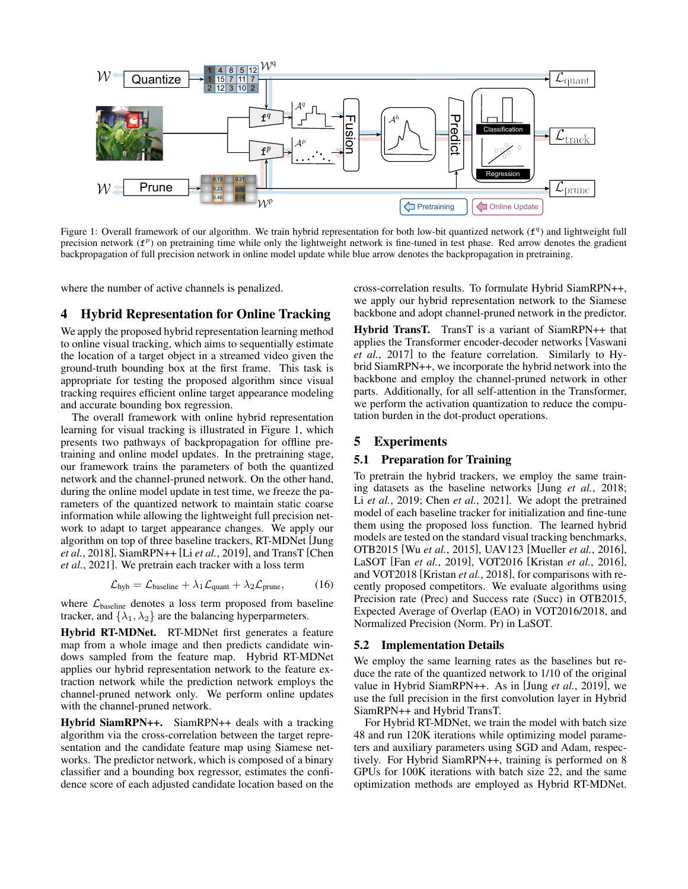Figure 1: Overall framework of our algorithm. We train hybrid representation for both low-bit quantized network ($\mathtt{f}^q$) and lightweight full precision network ($\mathtt{f}^p$) on pretraining time while only the lightweight network is fine-tuned in test phase. Red arrow denotes the gradient backpropagation of full precision network in online model update while blue arrow denotes the backpropagation in pretraining.

where the number of active channels is penalized.

## 4 Hybrid Representation for Online Tracking

We apply the proposed hybrid representation learning method to online visual tracking, which aims to sequentially estimate the location of a target object in a streamed video given the ground-truth bounding box at the first frame. This task is appropriate for testing the proposed algorithm since visual tracking requires efficient online target appearance modeling and accurate bounding box regression.

The overall framework with online hybrid representation learning for visual tracking is illustrated in Figure 1, which presents two pathways of backpropagation for offline pretraining and online model updates. In the pretraining stage, our framework trains the parameters of both the quantized network and the channel-pruned network. On the other hand, during the online model update in test time, we freeze the parameters of the quantized network to maintain static coarse information while allowing the lightweight full precision network to adapt to target appearance changes. We apply our algorithm on top of three baseline trackers, RT-MDNet [Jung *et al.*, 2018], SiamRPN++ [Li *et al.*, 2019], and TransT [Chen *et al.*, 2021]. We pretrain each tracker with a loss term

$$\mathcal{L}_{\text{hyb}} = \mathcal{L}_{\text{baseline}} + \lambda_1 \mathcal{L}_{\text{quant}} + \lambda_2 \mathcal{L}_{\text{prune}}, \tag{16}$$

where $\mathcal{L}_{\text{baseline}}$ denotes a loss term proposed from baseline tracker, and $\{\lambda_1, \lambda_2\}$ are the balancing hyperparameters.

**Hybrid RT-MDNet.** RT-MDNet first generates a feature map from a whole image and then predicts candidate windows sampled from the feature map. Hybrid RT-MDNet applies our hybrid representation network to the feature extraction network while the prediction network employs the channel-pruned network only. We perform online updates with the channel-pruned network.

**Hybrid SiamRPN++.** SiamRPN++ deals with a tracking algorithm via the cross-correlation between the target representation and the candidate feature map using Siamese networks. The predictor network, which is composed of a binary classifier and a bounding box regressor, estimates the confidence score of each adjusted candidate location based on the cross-correlation results. To formulate Hybrid SiamRPN++, we apply our hybrid representation network to the Siamese backbone and adopt channel-pruned network in the predictor.

**Hybrid TransT.** TransT is a variant of SiamRPN++ that applies the Transformer encoder-decoder networks [Vaswani *et al.*, 2017] to the feature correlation. Similarly to Hybrid SiamRPN++, we incorporate the hybrid network into the backbone and employ the channel-pruned network in other parts. Additionally, for all self-attention in the Transformer, we perform the activation quantization to reduce the computation burden in the dot-product operations.

## 5 Experiments

### 5.1 Preparation for Training

To pretrain the hybrid trackers, we employ the same training datasets as the baseline networks [Jung *et al.*, 2018; Li *et al.*, 2019; Chen *et al.*, 2021]. We adopt the pretrained model of each baseline tracker for initialization and fine-tune them using the proposed loss function. The learned hybrid models are tested on the standard visual tracking benchmarks, OTB2015 [Wu *et al.*, 2015], UAV123 [Mueller *et al.*, 2016], LaSOT [Fan *et al.*, 2019], VOT2016 [Kristan *et al.*, 2016], and VOT2018 [Kristan *et al.*, 2018], for comparisons with recently proposed competitors. We evaluate algorithms using Precision rate (Prec) and Success rate (Succ) in OTB2015, Expected Average of Overlap (EAO) in VOT2016/2018, and Normalized Precision (Norm. Pr) in LaSOT.

### 5.2 Implementation Details

We employ the same learning rates as the baselines but reduce the rate of the quantized network to 1/10 of the original value in Hybrid SiamRPN++. As in [Jung *et al.*, 2019], we use the full precision in the first convolution layer in Hybrid SiamRPN++ and Hybrid TransT.

For Hybrid RT-MDNet, we train the model with batch size 48 and run 120K iterations while optimizing model parameters and auxiliary parameters using SGD and Adam, respectively. For Hybrid SiamRPN++, training is performed on 8 GPUs for 100K iterations with batch size 22, and the same optimization methods are employed as Hybrid RT-MDNet.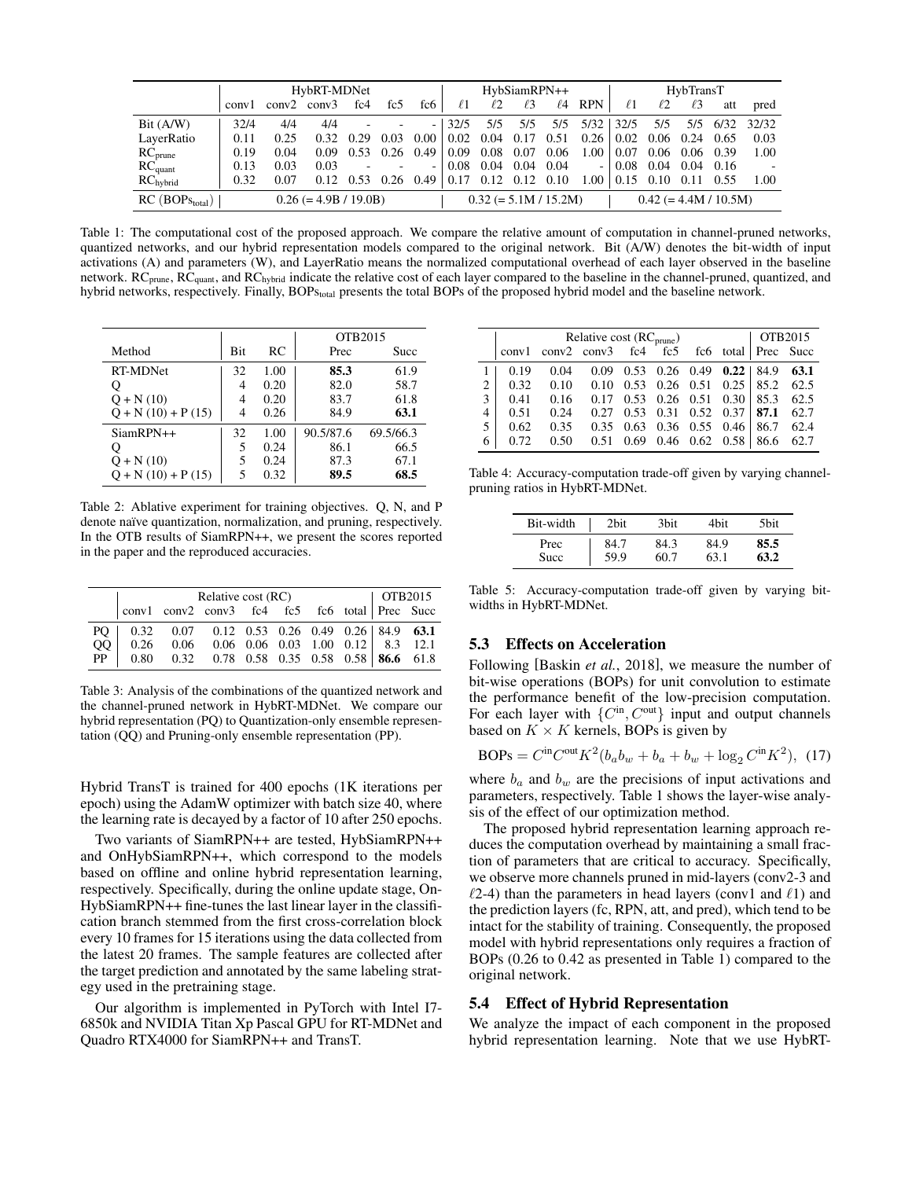| | HybRT-MDNet | | | | | | HybSiamRPN++ | | | | | HybTransT | | | | |
|---|---|---|---|---|---|---|---|---|---|---|---|---|---|---|---|---|
| | conv1 | conv2 | conv3 | fc4 | fc5 | fc6 | $\ell$1 | $\ell$2 | $\ell$3 | $\ell$4 | RPN | $\ell$1 | $\ell$2 | $\ell$3 | att | pred |
| Bit (A/W) | 32/4 | 4/4 | 4/4 | - | - | - | 32/5 | 5/5 | 5/5 | 5/5 | 5/32 | 32/5 | 5/5 | 5/5 | 6/32 | 32/32 |
| LayerRatio | 0.11 | 0.25 | 0.32 | 0.29 | 0.03 | 0.00 | 0.02 | 0.04 | 0.17 | 0.51 | 0.26 | 0.02 | 0.06 | 0.24 | 0.65 | 0.03 |
| $\text{RC}_{\text{prune}}$ | 0.19 | 0.04 | 0.09 | 0.53 | 0.26 | 0.49 | 0.09 | 0.08 | 0.07 | 0.06 | 1.00 | 0.07 | 0.06 | 0.06 | 0.39 | 1.00 |
| $\text{RC}_{\text{quant}}$ | 0.13 | 0.03 | 0.03 | - | - | - | 0.08 | 0.04 | 0.04 | 0.04 | - | 0.08 | 0.04 | 0.04 | 0.16 | - |
| $\text{RC}_{\text{hybrid}}$ | 0.32 | 0.07 | 0.12 | 0.53 | 0.26 | 0.49 | 0.17 | 0.12 | 0.12 | 0.10 | 1.00 | 0.15 | 0.10 | 0.11 | 0.55 | 1.00 |
| RC ($\text{BOPs}_{\text{total}}$) | 0.26 (= 4.9B / 19.0B) | | | | | | 0.32 (= 5.1M / 15.2M) | | | | | 0.42 (= 4.4M / 10.5M) | | | | |

Table 1: The computational cost of the proposed approach. We compare the relative amount of computation in channel-pruned networks, quantized networks, and our hybrid representation models compared to the original network. Bit (A/W) denotes the bit-width of input activations (A) and parameters (W), and LayerRatio means the normalized computational overhead of each layer observed in the baseline network. $\text{RC}_{\text{prune}}$, $\text{RC}_{\text{quant}}$, and $\text{RC}_{\text{hybrid}}$ indicate the relative cost of each layer compared to the baseline in the channel-pruned, quantized, and hybrid networks, respectively. Finally, $\text{BOPs}_{\text{total}}$ presents the total BOPs of the proposed hybrid model and the baseline network.

| | | | OTB2015 | |
|---|---|---|---|---|
| Method | Bit | RC | Prec | Succ |
| RT-MDNet | 32 | 1.00 | **85.3** | 61.9 |
| Q | 4 | 0.20 | 82.0 | 58.7 |
| Q + N (10) | 4 | 0.20 | 83.7 | 61.8 |
| Q + N (10) + P (15) | 4 | 0.26 | 84.9 | **63.1** |
| SiamRPN++ | 32 | 1.00 | 90.5/87.6 | 69.5/66.3 |
| Q | 5 | 0.24 | 86.1 | 66.5 |
| Q + N (10) | 5 | 0.24 | 87.3 | 67.1 |
| Q + N (10) + P (15) | 5 | 0.32 | **89.5** | **68.5** |

Table 2: Ablative experiment for training objectives. Q, N, and P denote naïve quantization, normalization, and pruning, respectively. In the OTB results of SiamRPN++, we present the scores reported in the paper and the reproduced accuracies.

| | Relative cost (RC) | | | | | | | OTB2015 | |
|---|---|---|---|---|---|---|---|---|---|
| | conv1 | conv2 | conv3 | fc4 | fc5 | fc6 | total | Prec | Succ |
| PQ | 0.32 | 0.07 | 0.12 | 0.53 | 0.26 | 0.49 | 0.26 | 84.9 | **63.1** |
| QQ | 0.26 | 0.06 | 0.06 | 0.06 | 0.03 | 1.00 | 0.12 | 8.3 | 12.1 |
| PP | 0.80 | 0.32 | 0.78 | 0.58 | 0.35 | 0.58 | 0.58 | **86.6** | 61.8 |

Table 3: Analysis of the combinations of the quantized network and the channel-pruned network in HybRT-MDNet. We compare our hybrid representation (PQ) to Quantization-only ensemble representation (QQ) and Pruning-only ensemble representation (PP).

Hybrid TransT is trained for 400 epochs (1K iterations per epoch) using the AdamW optimizer with batch size 40, where the learning rate is decayed by a factor of 10 after 250 epochs.

Two variants of SiamRPN++ are tested, HybSiamRPN++ and OnHybSiamRPN++, which correspond to the models based on offline and online hybrid representation learning, respectively. Specifically, during the online update stage, OnHybSiamRPN++ fine-tunes the last linear layer in the classification branch stemmed from the first cross-correlation block every 10 frames for 15 iterations using the data collected from the latest 20 frames. The sample features are collected after the target prediction and annotated by the same labeling strategy used in the pretraining stage.

Our algorithm is implemented in PyTorch with Intel I7-6850k and NVIDIA Titan Xp Pascal GPU for RT-MDNet and Quadro RTX4000 for SiamRPN++ and TransT.

| | Relative cost ($\text{RC}_{\text{prune}}$) | | | | | | | OTB2015 | |
|---|---|---|---|---|---|---|---|---|---|
| | conv1 | conv2 | conv3 | fc4 | fc5 | fc6 | total | Prec | Succ |
| 1 | 0.19 | 0.04 | 0.09 | 0.53 | 0.26 | 0.49 | **0.22** | 84.9 | **63.1** |
| 2 | 0.32 | 0.10 | 0.10 | 0.53 | 0.26 | 0.51 | 0.25 | 85.2 | 62.5 |
| 3 | 0.41 | 0.16 | 0.17 | 0.53 | 0.26 | 0.51 | 0.30 | 85.3 | 62.5 |
| 4 | 0.51 | 0.24 | 0.27 | 0.53 | 0.31 | 0.52 | 0.37 | **87.1** | 62.7 |
| 5 | 0.62 | 0.35 | 0.35 | 0.63 | 0.36 | 0.55 | 0.46 | 86.7 | 62.4 |
| 6 | 0.72 | 0.50 | 0.51 | 0.69 | 0.46 | 0.62 | 0.58 | 86.6 | 62.7 |

Table 4: Accuracy-computation trade-off given by varying channel-pruning ratios in HybRT-MDNet.

| Bit-width | 2bit | 3bit | 4bit | 5bit |
|---|---|---|---|---|
| Prec | 84.7 | 84.3 | 84.9 | **85.5** |
| Succ | 59.9 | 60.7 | 63.1 | **63.2** |

Table 5: Accuracy-computation trade-off given by varying bit-widths in HybRT-MDNet.

### 5.3 Effects on Acceleration

Following [Baskin *et al.*, 2018], we measure the number of bit-wise operations (BOPs) for unit convolution to estimate the performance benefit of the low-precision computation. For each layer with $\{C^{\text{in}}, C^{\text{out}}\}$ input and output channels based on $K \times K$ kernels, BOPs is given by

$$\text{BOPs} = C^{\text{in}} C^{\text{out}} K^2 (b_a b_w + b_a + b_w + \log_2 C^{\text{in}} K^2), \quad (17)$$

where $b_a$ and $b_w$ are the precisions of input activations and parameters, respectively. Table 1 shows the layer-wise analysis of the effect of our optimization method.

The proposed hybrid representation learning approach reduces the computation overhead by maintaining a small fraction of parameters that are critical to accuracy. Specifically, we observe more channels pruned in mid-layers (conv2-3 and $\ell$2-4) than the parameters in head layers (conv1 and $\ell$1) and the prediction layers (fc, RPN, att, and pred), which tend to be intact for the stability of training. Consequently, the proposed model with hybrid representations only requires a fraction of BOPs (0.26 to 0.42 as presented in Table 1) compared to the original network.

### 5.4 Effect of Hybrid Representation

We analyze the impact of each component in the proposed hybrid representation learning. Note that we use HybRT-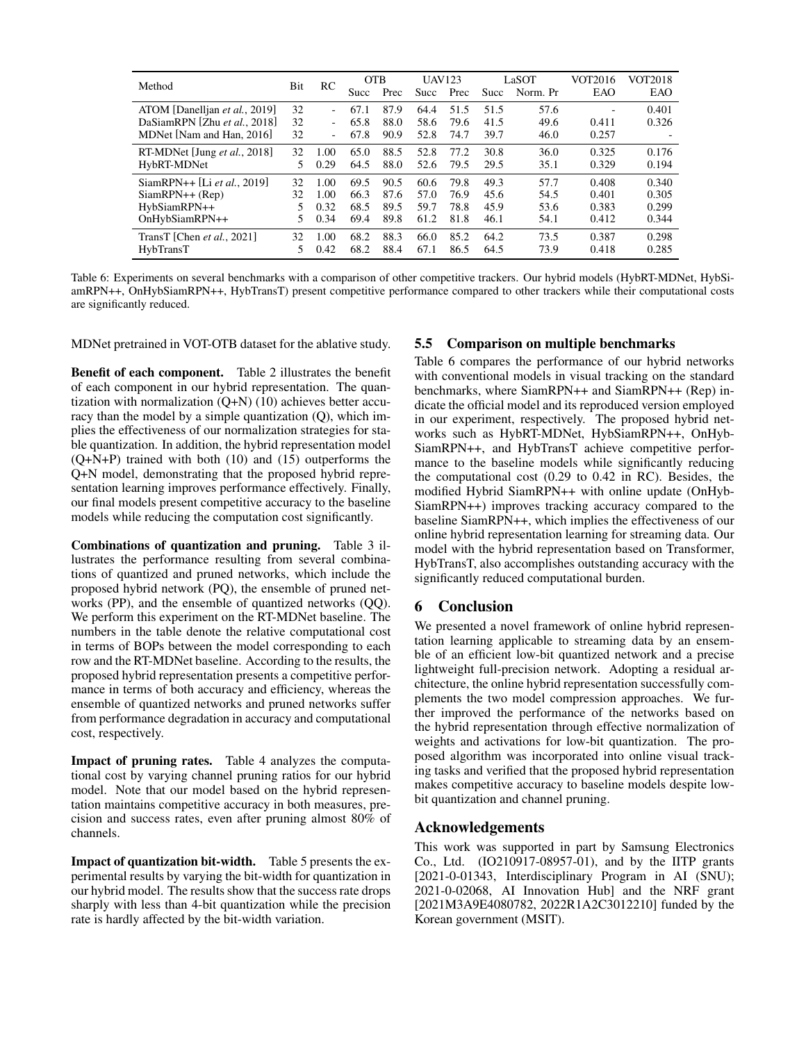| Method | Bit | RC | OTB | | UAV123 | | LaSOT | | VOT2016 | VOT2018 |
|---|---|---|---|---|---|---|---|---|---|---|
| | | | Succ | Prec | Succ | Prec | Succ | Norm. Pr | EAO | EAO |
| ATOM [Danelljan *et al.*, 2019] | 32 | - | 67.1 | 87.9 | 64.4 | 51.5 | 51.5 | 57.6 | - | 0.401 |
| DaSiamRPN [Zhu *et al.*, 2018] | 32 | - | 65.8 | 88.0 | 58.6 | 79.6 | 41.5 | 49.6 | 0.411 | 0.326 |
| MDNet [Nam and Han, 2016] | 32 | - | 67.8 | 90.9 | 52.8 | 74.7 | 39.7 | 46.0 | 0.257 | - |
| RT-MDNet [Jung *et al.*, 2018] | 32 | 1.00 | 65.0 | 88.5 | 52.8 | 77.2 | 30.8 | 36.0 | 0.325 | 0.176 |
| HybRT-MDNet | 5 | 0.29 | 64.5 | 88.0 | 52.6 | 79.5 | 29.5 | 35.1 | 0.329 | 0.194 |
| SiamRPN++ [Li *et al.*, 2019] | 32 | 1.00 | 69.5 | 90.5 | 60.6 | 79.8 | 49.3 | 57.7 | 0.408 | 0.340 |
| SiamRPN++ (Rep) | 32 | 1.00 | 66.3 | 87.6 | 57.0 | 76.9 | 45.6 | 54.5 | 0.401 | 0.305 |
| HybSiamRPN++ | 5 | 0.32 | 68.5 | 89.5 | 59.7 | 78.8 | 45.9 | 53.6 | 0.383 | 0.299 |
| OnHybSiamRPN++ | 5 | 0.34 | 69.4 | 89.8 | 61.2 | 81.8 | 46.1 | 54.1 | 0.412 | 0.344 |
| TransT [Chen *et al.*, 2021] | 32 | 1.00 | 68.2 | 88.3 | 66.0 | 85.2 | 64.2 | 73.5 | 0.387 | 0.298 |
| HybTransT | 5 | 0.42 | 68.2 | 88.4 | 67.1 | 86.5 | 64.5 | 73.9 | 0.418 | 0.285 |

Table 6: Experiments on several benchmarks with a comparison of other competitive trackers. Our hybrid models (HybRT-MDNet, HybSiamRPN++, OnHybSiamRPN++, HybTransT) present competitive performance compared to other trackers while their computational costs are significantly reduced.

MDNet pretrained in VOT-OTB dataset for the ablative study.

**Benefit of each component.** Table 2 illustrates the benefit of each component in our hybrid representation. The quantization with normalization (Q+N) (10) achieves better accuracy than the model by a simple quantization (Q), which implies the effectiveness of our normalization strategies for stable quantization. In addition, the hybrid representation model (Q+N+P) trained with both (10) and (15) outperforms the Q+N model, demonstrating that the proposed hybrid representation learning improves performance effectively. Finally, our final models present competitive accuracy to the baseline models while reducing the computation cost significantly.

**Combinations of quantization and pruning.** Table 3 illustrates the performance resulting from several combinations of quantized and pruned networks, which include the proposed hybrid network (PQ), the ensemble of pruned networks (PP), and the ensemble of quantized networks (QQ). We perform this experiment on the RT-MDNet baseline. The numbers in the table denote the relative computational cost in terms of BOPs between the model corresponding to each row and the RT-MDNet baseline. According to the results, the proposed hybrid representation presents a competitive performance in terms of both accuracy and efficiency, whereas the ensemble of quantized networks and pruned networks suffer from performance degradation in accuracy and computational cost, respectively.

**Impact of pruning rates.** Table 4 analyzes the computational cost by varying channel pruning ratios for our hybrid model. Note that our model based on the hybrid representation maintains competitive accuracy in both measures, precision and success rates, even after pruning almost 80% of channels.

**Impact of quantization bit-width.** Table 5 presents the experimental results by varying the bit-width for quantization in our hybrid model. The results show that the success rate drops sharply with less than 4-bit quantization while the precision rate is hardly affected by the bit-width variation.

### 5.5 Comparison on multiple benchmarks

Table 6 compares the performance of our hybrid networks with conventional models in visual tracking on the standard benchmarks, where SiamRPN++ and SiamRPN++ (Rep) indicate the official model and its reproduced version employed in our experiment, respectively. The proposed hybrid networks such as HybRT-MDNet, HybSiamRPN++, OnHybSiamRPN++, and HybTransT achieve competitive performance to the baseline models while significantly reducing the computational cost (0.29 to 0.42 in RC). Besides, the modified Hybrid SiamRPN++ with online update (OnHybSiamRPN++) improves tracking accuracy compared to the baseline SiamRPN++, which implies the effectiveness of our online hybrid representation learning for streaming data. Our model with the hybrid representation based on Transformer, HybTransT, also accomplishes outstanding accuracy with the significantly reduced computational burden.

## 6 Conclusion

We presented a novel framework of online hybrid representation learning applicable to streaming data by an ensemble of an efficient low-bit quantized network and a precise lightweight full-precision network. Adopting a residual architecture, the online hybrid representation successfully complements the two model compression approaches. We further improved the performance of the networks based on the hybrid representation through effective normalization of weights and activations for low-bit quantization. The proposed algorithm was incorporated into online visual tracking tasks and verified that the proposed hybrid representation makes competitive accuracy to baseline models despite low-bit quantization and channel pruning.

## Acknowledgements

This work was supported in part by Samsung Electronics Co., Ltd. (IO210917-08957-01), and by the IITP grants [2021-0-01343, Interdisciplinary Program in AI (SNU); 2021-0-02068, AI Innovation Hub] and the NRF grant [2021M3A9E4080782, 2022R1A2C3012210] funded by the Korean government (MSIT).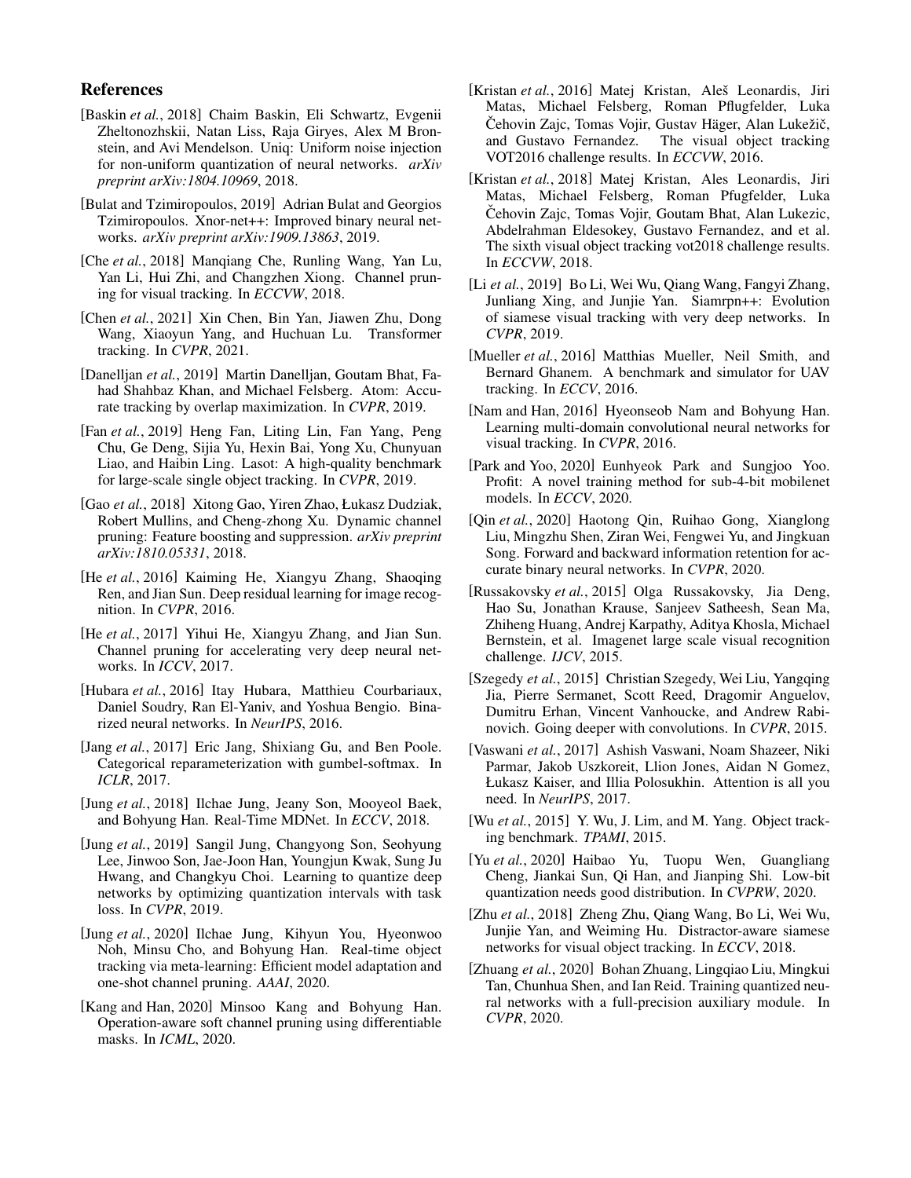## References

[Baskin *et al.*, 2018] Chaim Baskin, Eli Schwartz, Evgenii Zheltonozhskii, Natan Liss, Raja Giryes, Alex M Bronstein, and Avi Mendelson. Uniq: Uniform noise injection for non-uniform quantization of neural networks. *arXiv preprint arXiv:1804.10969*, 2018.

[Bulat and Tzimiropoulos, 2019] Adrian Bulat and Georgios Tzimiropoulos. Xnor-net++: Improved binary neural networks. *arXiv preprint arXiv:1909.13863*, 2019.

[Che *et al.*, 2018] Manqiang Che, Runling Wang, Yan Lu, Yan Li, Hui Zhi, and Changzhen Xiong. Channel pruning for visual tracking. In *ECCVW*, 2018.

[Chen *et al.*, 2021] Xin Chen, Bin Yan, Jiawen Zhu, Dong Wang, Xiaoyun Yang, and Huchuan Lu. Transformer tracking. In *CVPR*, 2021.

[Danelljan *et al.*, 2019] Martin Danelljan, Goutam Bhat, Fahad Shahbaz Khan, and Michael Felsberg. Atom: Accurate tracking by overlap maximization. In *CVPR*, 2019.

[Fan *et al.*, 2019] Heng Fan, Liting Lin, Fan Yang, Peng Chu, Ge Deng, Sijia Yu, Hexin Bai, Yong Xu, Chunyuan Liao, and Haibin Ling. Lasot: A high-quality benchmark for large-scale single object tracking. In *CVPR*, 2019.

[Gao *et al.*, 2018] Xitong Gao, Yiren Zhao, Łukasz Dudziak, Robert Mullins, and Cheng-zhong Xu. Dynamic channel pruning: Feature boosting and suppression. *arXiv preprint arXiv:1810.05331*, 2018.

[He *et al.*, 2016] Kaiming He, Xiangyu Zhang, Shaoqing Ren, and Jian Sun. Deep residual learning for image recognition. In *CVPR*, 2016.

[He *et al.*, 2017] Yihui He, Xiangyu Zhang, and Jian Sun. Channel pruning for accelerating very deep neural networks. In *ICCV*, 2017.

[Hubara *et al.*, 2016] Itay Hubara, Matthieu Courbariaux, Daniel Soudry, Ran El-Yaniv, and Yoshua Bengio. Binarized neural networks. In *NeurIPS*, 2016.

[Jang *et al.*, 2017] Eric Jang, Shixiang Gu, and Ben Poole. Categorical reparameterization with gumbel-softmax. In *ICLR*, 2017.

[Jung *et al.*, 2018] Ilchae Jung, Jeany Son, Mooyeol Baek, and Bohyung Han. Real-Time MDNet. In *ECCV*, 2018.

[Jung *et al.*, 2019] Sangil Jung, Changyong Son, Seohyung Lee, Jinwoo Son, Jae-Joon Han, Youngjun Kwak, Sung Ju Hwang, and Changkyu Choi. Learning to quantize deep networks by optimizing quantization intervals with task loss. In *CVPR*, 2019.

[Jung *et al.*, 2020] Ilchae Jung, Kihyun You, Hyeonwoo Noh, Minsu Cho, and Bohyung Han. Real-time object tracking via meta-learning: Efficient model adaptation and one-shot channel pruning. *AAAI*, 2020.

[Kang and Han, 2020] Minsoo Kang and Bohyung Han. Operation-aware soft channel pruning using differentiable masks. In *ICML*, 2020.

[Kristan *et al.*, 2016] Matej Kristan, Aleš Leonardis, Jiri Matas, Michael Felsberg, Roman Pflugfelder, Luka Čehovin Zajc, Tomas Vojir, Gustav Häger, Alan Lukežič, and Gustavo Fernandez. The visual object tracking VOT2016 challenge results. In *ECCVW*, 2016.

[Kristan *et al.*, 2018] Matej Kristan, Ales Leonardis, Jiri Matas, Michael Felsberg, Roman Pfugfelder, Luka Čehovin Zajc, Tomas Vojir, Goutam Bhat, Alan Lukezic, Abdelrahman Eldesokey, Gustavo Fernandez, and et al. The sixth visual object tracking vot2018 challenge results. In *ECCVW*, 2018.

[Li *et al.*, 2019] Bo Li, Wei Wu, Qiang Wang, Fangyi Zhang, Junliang Xing, and Junjie Yan. Siamrpn++: Evolution of siamese visual tracking with very deep networks. In *CVPR*, 2019.

[Mueller *et al.*, 2016] Matthias Mueller, Neil Smith, and Bernard Ghanem. A benchmark and simulator for UAV tracking. In *ECCV*, 2016.

[Nam and Han, 2016] Hyeonseob Nam and Bohyung Han. Learning multi-domain convolutional neural networks for visual tracking. In *CVPR*, 2016.

[Park and Yoo, 2020] Eunhyeok Park and Sungjoo Yoo. Profit: A novel training method for sub-4-bit mobilenet models. In *ECCV*, 2020.

[Qin *et al.*, 2020] Haotong Qin, Ruihao Gong, Xianglong Liu, Mingzhu Shen, Ziran Wei, Fengwei Yu, and Jingkuan Song. Forward and backward information retention for accurate binary neural networks. In *CVPR*, 2020.

[Russakovsky *et al.*, 2015] Olga Russakovsky, Jia Deng, Hao Su, Jonathan Krause, Sanjeev Satheesh, Sean Ma, Zhiheng Huang, Andrej Karpathy, Aditya Khosla, Michael Bernstein, et al. Imagenet large scale visual recognition challenge. *IJCV*, 2015.

[Szegedy *et al.*, 2015] Christian Szegedy, Wei Liu, Yangqing Jia, Pierre Sermanet, Scott Reed, Dragomir Anguelov, Dumitru Erhan, Vincent Vanhoucke, and Andrew Rabinovich. Going deeper with convolutions. In *CVPR*, 2015.

[Vaswani *et al.*, 2017] Ashish Vaswani, Noam Shazeer, Niki Parmar, Jakob Uszkoreit, Llion Jones, Aidan N Gomez, Łukasz Kaiser, and Illia Polosukhin. Attention is all you need. In *NeurIPS*, 2017.

[Wu *et al.*, 2015] Y. Wu, J. Lim, and M. Yang. Object tracking benchmark. *TPAMI*, 2015.

[Yu *et al.*, 2020] Haibao Yu, Tuopu Wen, Guangliang Cheng, Jiankai Sun, Qi Han, and Jianping Shi. Low-bit quantization needs good distribution. In *CVPRW*, 2020.

[Zhu *et al.*, 2018] Zheng Zhu, Qiang Wang, Bo Li, Wei Wu, Junjie Yan, and Weiming Hu. Distractor-aware siamese networks for visual object tracking. In *ECCV*, 2018.

[Zhuang *et al.*, 2020] Bohan Zhuang, Lingqiao Liu, Mingkui Tan, Chunhua Shen, and Ian Reid. Training quantized neural networks with a full-precision auxiliary module. In *CVPR*, 2020.